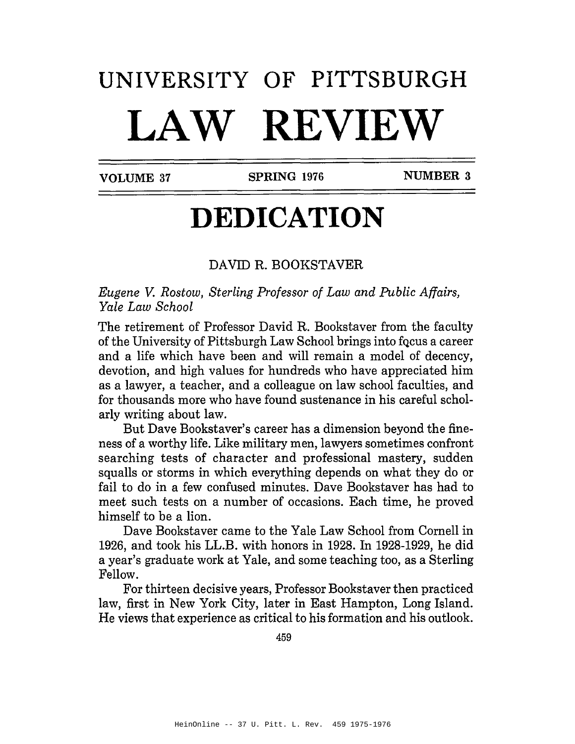# UNIVERSITY OF PITTSBURGH

# LAW REVIEW

VOLUME 37 SPRING 1976 NUMBER 3

## DEDICATION

### DAVID R. BOOKSTAVER

*Eugene V. Rostow, Sterling Professor of Law and Public Affairs, Yale Law School*

The retirement of Professor David R. Bookstaver from the faculty of the University of Pittsburgh Law School brings into fqcus a career and a life which have been and will remain a model of decency, devotion, and high values for hundreds who have appreciated him as a lawyer, a teacher, and a colleague on law school faculties, and for thousands more who have found sustenance in his careful scholarly writing about law.

But Dave Bookstaver's career has a dimension beyond the fineness of a worthy life. Like military men, lawyers sometimes confront searching tests of character and professional mastery, sudden squalls or storms in which everything depends on what they do or fail to do in a few confused minutes. Dave Bookstaver has had to meet such tests on a number of occasions. Each time, he proved himself to be a lion.

Dave Bookstaver came to the Yale Law School from Cornell in 1926, and took his LL.B. with honors in 1928. In 1928-1929, he did a year's graduate work at Yale, and some teaching too, as a Sterling Fellow.

For thirteen decisive years, Professor Bookstaver then practiced law, first in New York City, later in East Hampton, Long Island. He views that experience as critical to his formation and his outlook.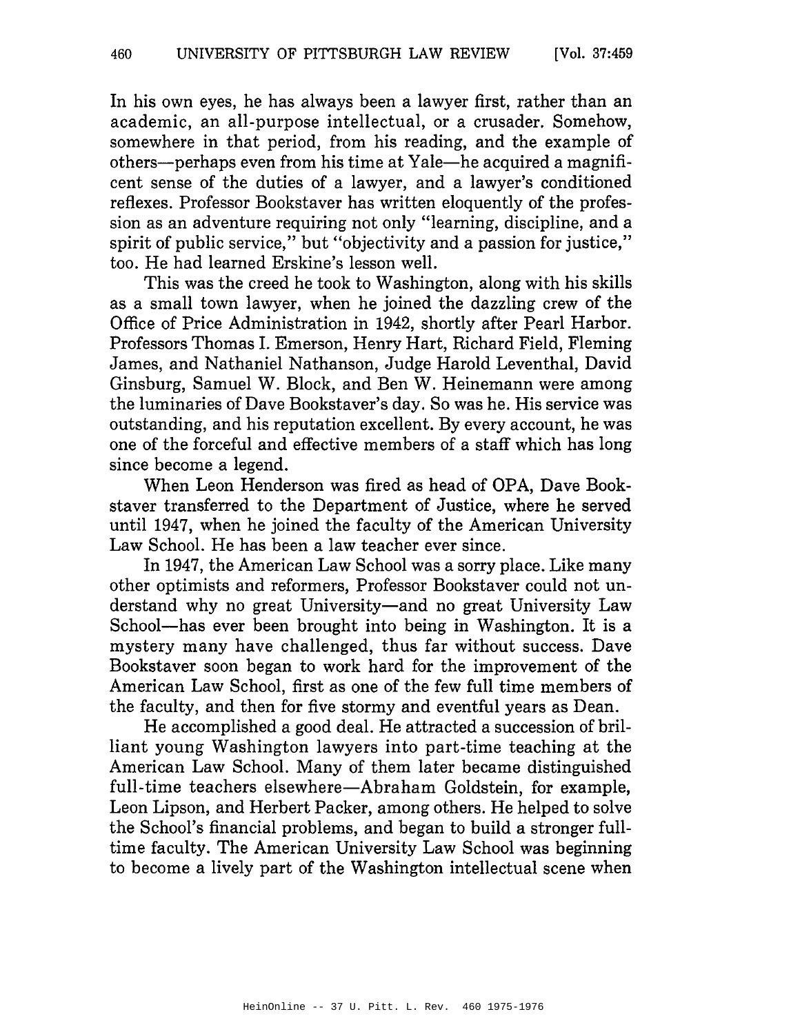In his own eyes, he has always been a lawyer first, rather than an academic, an all-purpose intellectual, or a crusader. Somehow, somewhere in that period, from his reading, and the example of others—perhaps even from his time at Yale—he acquired a magnificent sense of the duties of a lawyer, and a lawyer's conditioned reflexes. Professor Bookstaver has written eloquently of the profession as an adventure requiring not only "learning, discipline, and a spirit of public service," but "objectivity and a passion for justice," too. He had learned Erskine's lesson well.

This was the creed he took to Washington, along with his skills as a small town lawyer, when he joined the dazzling crew of the Office of Price Administration in 1942, shortly after Pearl Harbor. Professors Thomas I. Emerson, Henry Hart, Richard Field, Fleming James, and Nathaniel Nathanson, Judge Harold Leventhal, David Ginsburg, Samuel W. Block, and Ben W. Heinemann were among the luminaries of Dave Bookstaver's day. So was he. His service was outstanding, and his reputation excellent. By every account, he was one of the forceful and effective members of a staff which has long since become a legend.

When Leon Henderson was fired as head of OPA, Dave Bookstaver transferred to the Department of Justice, where he served until 1947, when he joined the faculty of the American University Law School. He has been a law teacher ever since.

In 1947, the American Law School was a sorry place. Like many other optimists and reformers, Professor Bookstaver could not understand why no great University—and no great University Law School—has ever been brought into being in Washington. It is a mystery many have challenged, thus far without success. Dave Bookstaver soon began to work hard for the improvement of the American Law School, first as one of the few full time members of the faculty, and then for five stormy and eventful years as Dean.

He accomplished a good deal. He attracted a succession of brilliant young Washington lawyers into part-time teaching at the American Law School. Many of them later became distinguished full-time teachers elsewhere—Abraham Goldstein, for example, Leon Lipson, and Herbert Packer, among others. He helped to solve the School's financial problems, and began to build a stronger full-time faculty. The American University Law School was beginning to become a lively part of the Washington intellectual scene when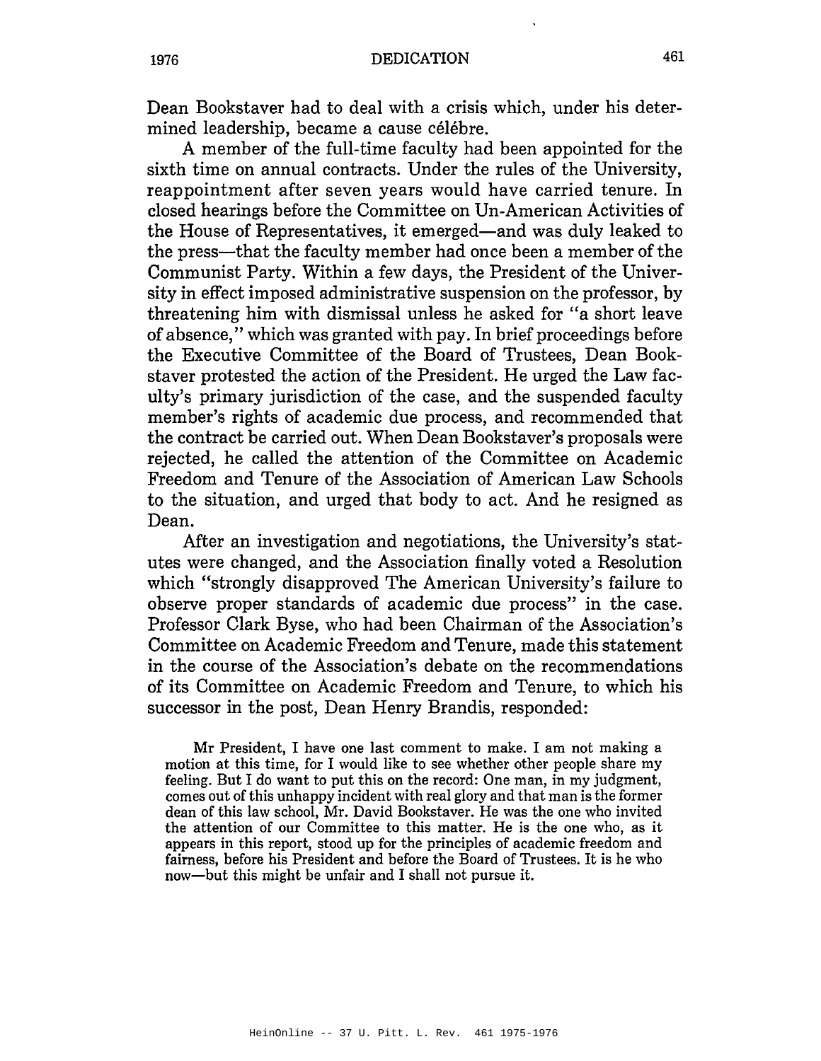Dean Bookstaver had to deal with a crisis which, under his determined leadership, became a cause célèbre.

A member of the full-time faculty had been appointed for the sixth time on annual contracts. Under the rules of the University, reappointment after seven years would have carried tenure. In closed hearings before the Committee on Un-American Activities of the House of Representatives, it emerged—and was duly leaked to the press—that the faculty member had once been a member of the Communist Party. Within a few days, the President of the University in effect imposed administrative suspension on the professor, by threatening him with dismissal unless he asked for "a short leave of absence," which was granted with pay. In brief proceedings before the Executive Committee of the Board of Trustees, Dean Bookstaver protested the action of the President. He urged the Law faculty's primary jurisdiction of the case, and the suspended faculty member's rights of academic due process, and recommended that the contract be carried out. When Dean Bookstaver's proposals were rejected, he called the attention of the Committee on Academic Freedom and Tenure of the Association of American Law Schools to the situation, and urged that body to act. And he resigned as Dean.

After an investigation and negotiations, the University's statutes were changed, and the Association finally voted a Resolution which "strongly disapproved The American University's failure to observe proper standards of academic due process" in the case. Professor Clark Byse, who had been Chairman of the Association's Committee on Academic Freedom and Tenure, made this statement in the course of the Association's debate on the recommendations of its Committee on Academic Freedom and Tenure, to which his successor in the post, Dean Henry Brandis, responded:

> Mr President, I have one last comment to make. I am not making a motion at this time, for I would like to see whether other people share my feeling. But I do want to put this on the record: One man, in my judgment, comes out of this unhappy incident with real glory and that man is the former dean of this law school, Mr. David Bookstaver. He was the one who invited the attention of our Committee to this matter. He is the one who, as it appears in this report, stood up for the principles of academic freedom and fairness, before his President and before the Board of Trustees. It is he who now—but this might be unfair and I shall not pursue it.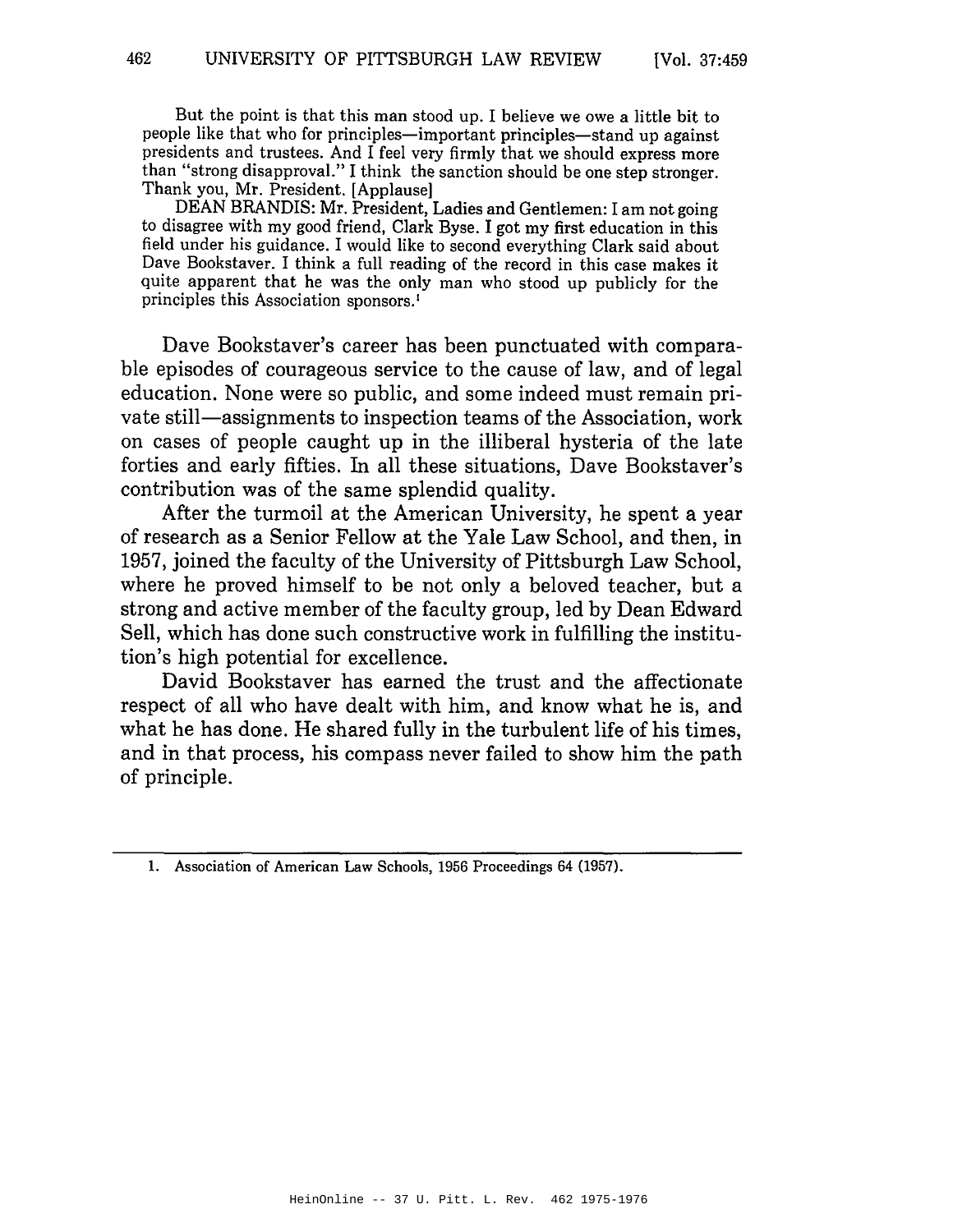> But the point is that this man stood up. I believe we owe a little bit to people like that who for principles—important principles—stand up against presidents and trustees. And I feel very firmly that we should express more than "strong disapproval." I think the sanction should be one step stronger. Thank you, Mr. President. [Applause]
>
> DEAN BRANDIS: Mr. President, Ladies and Gentlemen: I am not going to disagree with my good friend, Clark Byse. I got my first education in this field under his guidance. I would like to second everything Clark said about Dave Bookstaver. I think a full reading of the record in this case makes it quite apparent that he was the only man who stood up publicly for the principles this Association sponsors.[1]

Dave Bookstaver's career has been punctuated with comparable episodes of courageous service to the cause of law, and of legal education. None were so public, and some indeed must remain private still—assignments to inspection teams of the Association, work on cases of people caught up in the illiberal hysteria of the late forties and early fifties. In all these situations, Dave Bookstaver's contribution was of the same splendid quality.

After the turmoil at the American University, he spent a year of research as a Senior Fellow at the Yale Law School, and then, in 1957, joined the faculty of the University of Pittsburgh Law School, where he proved himself to be not only a beloved teacher, but a strong and active member of the faculty group, led by Dean Edward Sell, which has done such constructive work in fulfilling the institution's high potential for excellence.

David Bookstaver has earned the trust and the affectionate respect of all who have dealt with him, and know what he is, and what he has done. He shared fully in the turbulent life of his times, and in that process, his compass never failed to show him the path of principle.

---

1. Association of American Law Schools, 1956 Proceedings 64 (1957).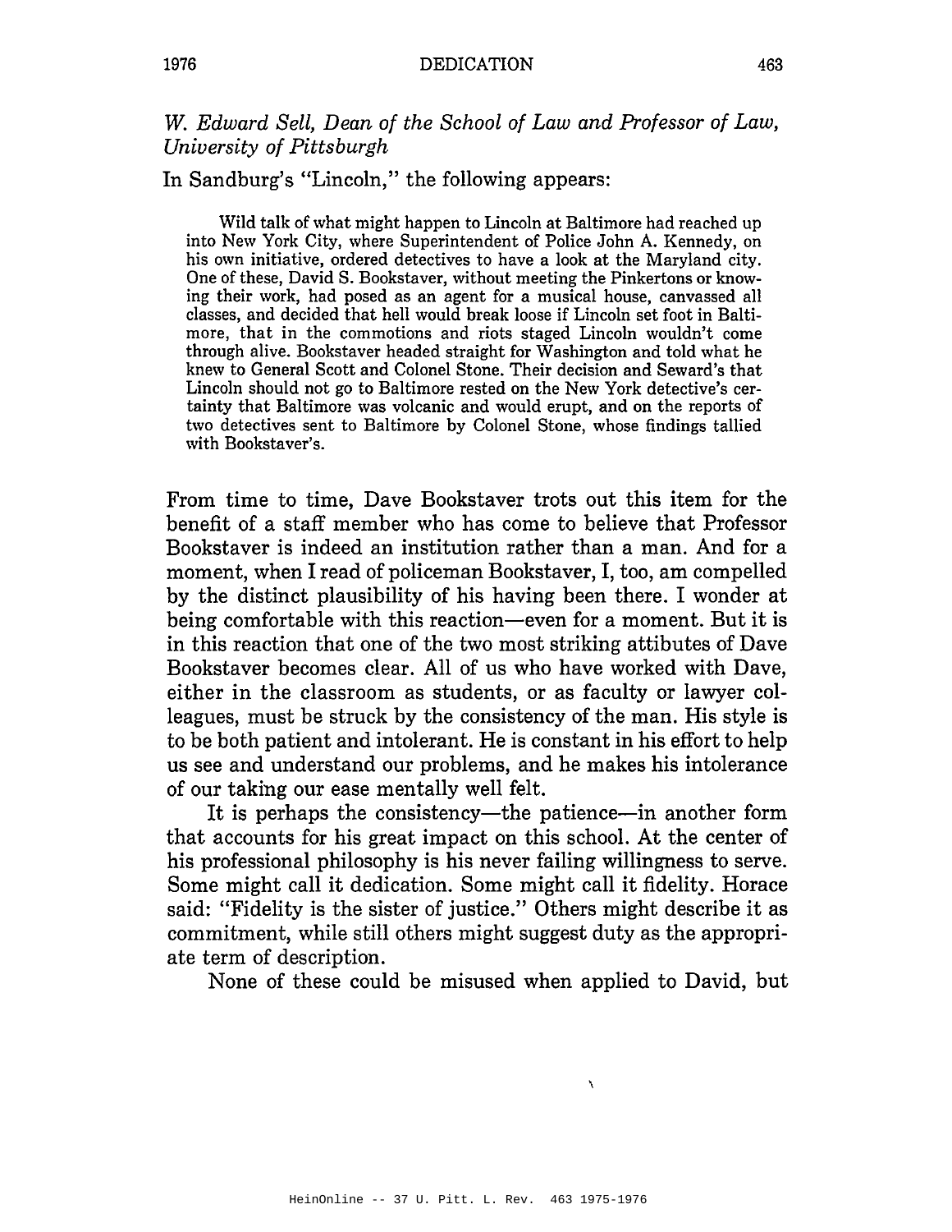*W. Edward Sell, Dean of the School of Law and Professor of Law, University of Pittsburgh*

In Sandburg's "Lincoln," the following appears:

> Wild talk of what might happen to Lincoln at Baltimore had reached up into New York City, where Superintendent of Police John A. Kennedy, on his own initiative, ordered detectives to have a look at the Maryland city. One of these, David S. Bookstaver, without meeting the Pinkertons or knowing their work, had posed as an agent for a musical house, canvassed all classes, and decided that hell would break loose if Lincoln set foot in Baltimore, that in the commotions and riots staged Lincoln wouldn't come through alive. Bookstaver headed straight for Washington and told what he knew to General Scott and Colonel Stone. Their decision and Seward's that Lincoln should not go to Baltimore rested on the New York detective's certainty that Baltimore was volcanic and would erupt, and on the reports of two detectives sent to Baltimore by Colonel Stone, whose findings tallied with Bookstaver's.

From time to time, Dave Bookstaver trots out this item for the benefit of a staff member who has come to believe that Professor Bookstaver is indeed an institution rather than a man. And for a moment, when I read of policeman Bookstaver, I, too, am compelled by the distinct plausibility of his having been there. I wonder at being comfortable with this reaction—even for a moment. But it is in this reaction that one of the two most striking attibutes of Dave Bookstaver becomes clear. All of us who have worked with Dave, either in the classroom as students, or as faculty or lawyer colleagues, must be struck by the consistency of the man. His style is to be both patient and intolerant. He is constant in his effort to help us see and understand our problems, and he makes his intolerance of our taking our ease mentally well felt.

It is perhaps the consistency—the patience—in another form that accounts for his great impact on this school. At the center of his professional philosophy is his never failing willingness to serve. Some might call it dedication. Some might call it fidelity. Horace said: "Fidelity is the sister of justice." Others might describe it as commitment, while still others might suggest duty as the appropriate term of description.

None of these could be misused when applied to David, but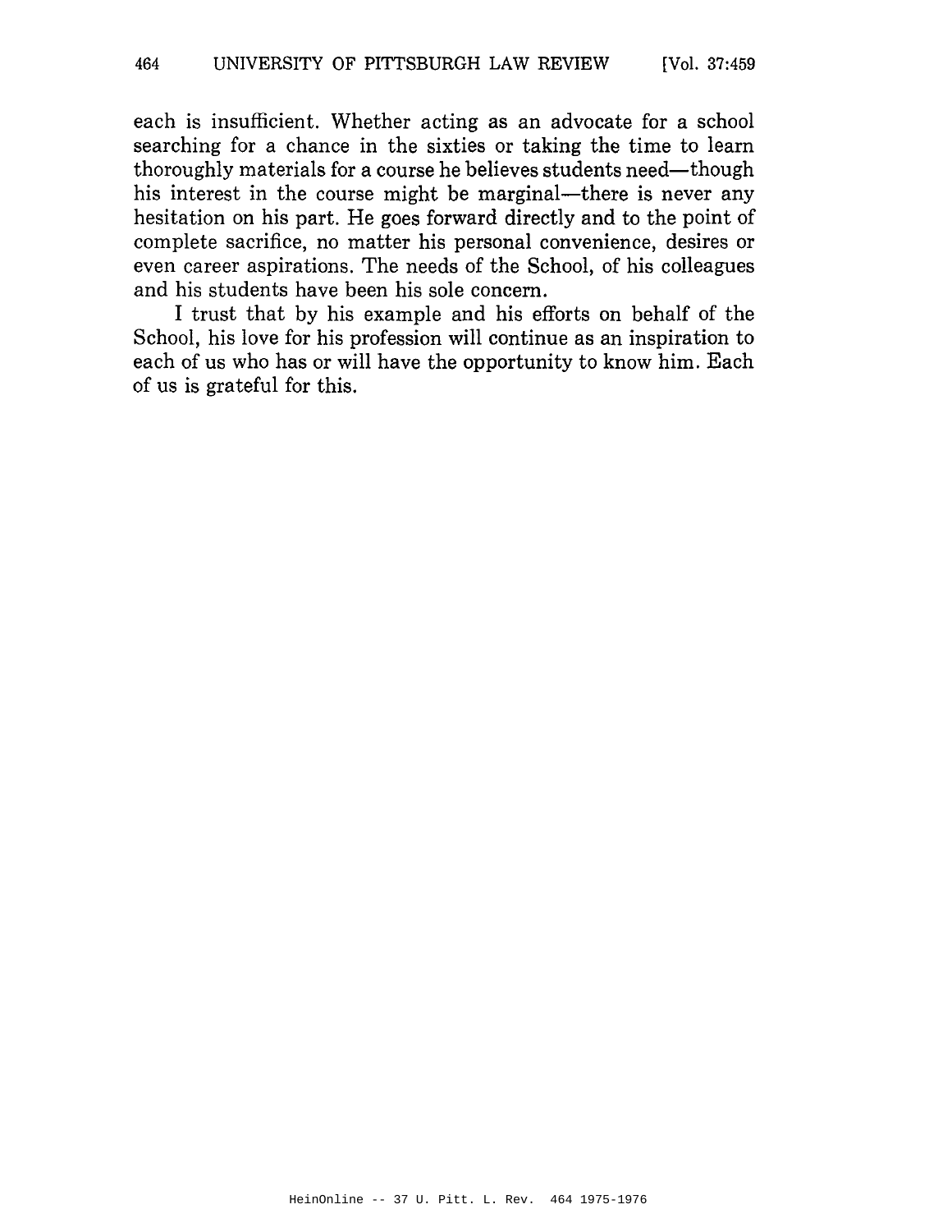each is insufficient. Whether acting as an advocate for a school searching for a chance in the sixties or taking the time to learn thoroughly materials for a course he believes students need—though his interest in the course might be marginal—there is never any hesitation on his part. He goes forward directly and to the point of complete sacrifice, no matter his personal convenience, desires or even career aspirations. The needs of the School, of his colleagues and his students have been his sole concern.

I trust that by his example and his efforts on behalf of the School, his love for his profession will continue as an inspiration to each of us who has or will have the opportunity to know him. Each of us is grateful for this.